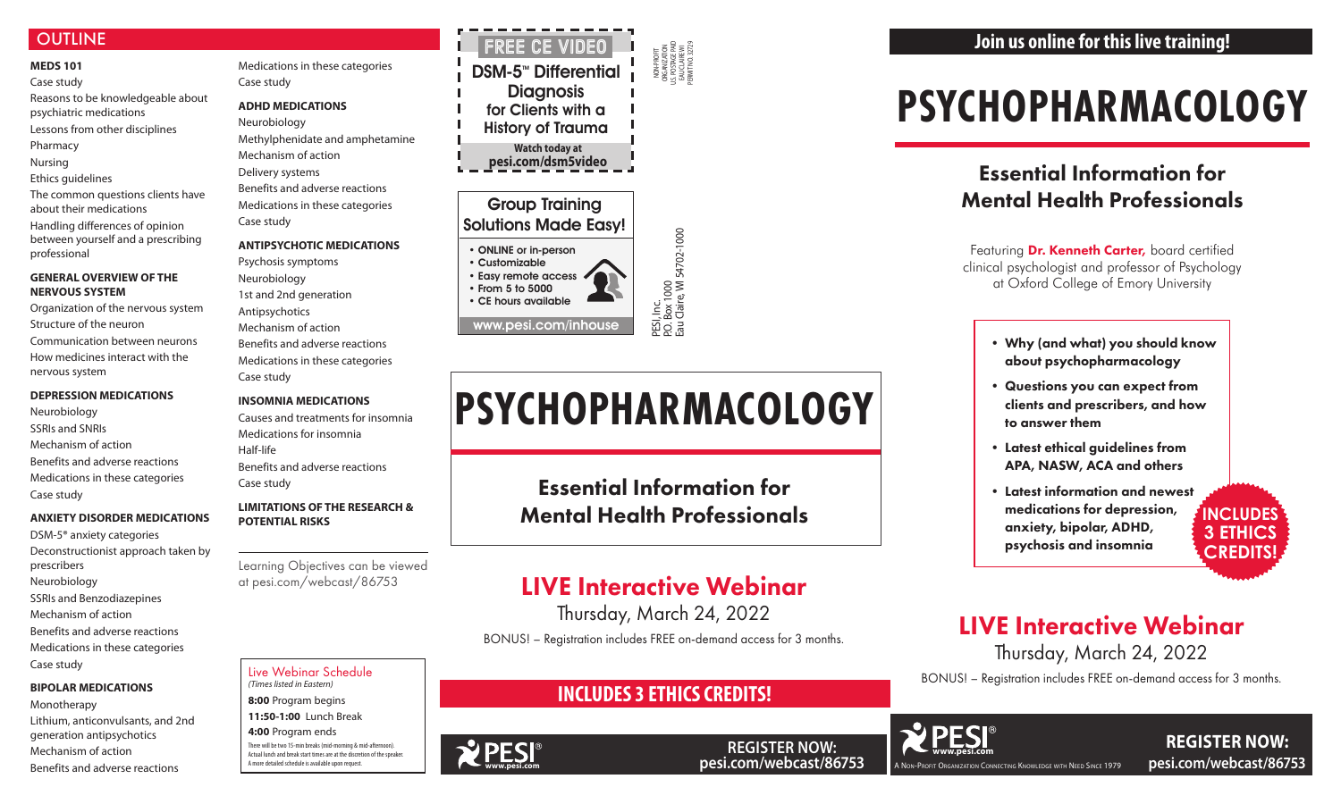## OUTLINE

**MEDS 101**

Case study

Reasons to be knowledgeable about psychiatric medications

Lessons from other disciplines

Pharmacy

Nursing

Ethics guidelines

The common questions clients have about their medications

Handling differences of opinion between yourself and a prescribing professional

**GENERAL OVERVIEW OF THE NERVOUS SYSTEM**

Organization of the nervous system

Structure of the neuron

Communication between neurons

How medicines interact with the nervous system

**DEPRESSION MEDICATIONS**

Neurobiology

SSRIs and SNRIs

Mechanism of action

Benefits and adverse reactions

Medications in these categories

Case study

**ANXIETY DISORDER MEDICATIONS**

DSM-5® anxiety categories

Deconstructionist approach taken by prescribers

Neurobiology

SSRIs and Benzodiazepines

Mechanism of action

Benefits and adverse reactions

Medications in these categories

Case study

**BIPOLAR MEDICATIONS**

Monotherapy

Lithium, anticonvulsants, and 2nd generation antipsychotics

Mechanism of action

Benefits and adverse reactions

Medications in these categories

Case study

**ADHD MEDICATIONS**

Neurobiology

Methylphenidate and amphetamine

Mechanism of action

Delivery systems

Benefits and adverse reactions

Medications in these categories

Case study

**ANTIPSYCHOTIC MEDICATIONS**

Psychosis symptoms

Neurobiology

1st and 2nd generation Antipsychotics

Mechanism of action

Benefits and adverse reactions

Medications in these categories

Case study

**INSOMNIA MEDICATIONS**

Causes and treatments for insomnia

Medications for insomnia

Half-life

Benefits and adverse reactions

Case study

**LIMITATIONS OF THE RESEARCH & POTENTIAL RISKS**

Learning Objectives can be viewed at pesi.com/webcast/86753

**Live Webinar Schedule**
*(Times listed in Eastern)*

**8:00** Program begins

**11:50-1:00** Lunch Break

**4:00** Program ends

There will be two 15-min breaks (mid-morning & mid-afternoon). Actual lunch and break start times are at the discretion of the speaker. A more detailed schedule is available upon request.

**FREE CE VIDEO**

**DSM-5™ Differential Diagnosis for Clients with a History of Trauma**

Watch today at pesi.com/dsm5video

NON-PROFIT ORGANIZATION U.S. POSTAGE PAID EAU CLAIRE WI PERMIT NO. 32729

**Group Training Solutions Made Easy!**

- ONLINE or in-person
- Customizable
- Easy remote access
- From 5 to 5000
- CE hours available

www.pesi.com/inhouse

PESI, Inc.
P.O. Box 1000
Eau Claire, WI 54702-1000

# PSYCHOPHARMACOLOGY

## Essential Information for Mental Health Professionals

## LIVE Interactive Webinar

Thursday, March 24, 2022

BONUS! – Registration includes FREE on-demand access for 3 months.

**INCLUDES 3 ETHICS CREDITS!**

PESI® www.pesi.com

**REGISTER NOW:** pesi.com/webcast/86753

**Join us online for this live training!**

# PSYCHOPHARMACOLOGY

## Essential Information for Mental Health Professionals

Featuring **Dr. Kenneth Carter,** board certified clinical psychologist and professor of Psychology at Oxford College of Emory University

- **Why (and what) you should know about psychopharmacology**
- **Questions you can expect from clients and prescribers, and how to answer them**
- **Latest ethical guidelines from APA, NASW, ACA and others**
- **Latest information and newest medications for depression, anxiety, bipolar, ADHD, psychosis and insomnia**

**INCLUDES 3 ETHICS CREDITS!**

## LIVE Interactive Webinar

Thursday, March 24, 2022

BONUS! – Registration includes FREE on-demand access for 3 months.

PESI® www.pesi.com

A Non-Profit Organization Connecting Knowledge with Need Since 1979

**REGISTER NOW:** pesi.com/webcast/86753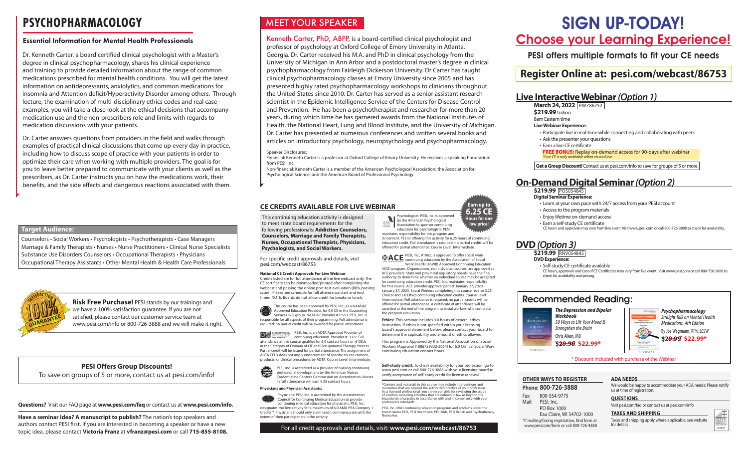# PSYCHOPHARMACOLOGY

### Essential Information for Mental Health Professionals

Dr. Kenneth Carter, a board certified clinical psychologist with a Master's degree in clinical psychopharmacology, shares his clinical experience and training to provide detailed information about the range of common medications prescribed for mental health conditions. You will get the latest information on antidepressants, anxiolytics, and common medications for insomnia and Attention deficit/Hyperactivity Disorder among others. Through lecture, the examination of multi-disciplinary ethics codes and real case examples, you will take a close look at the ethical decisions that accompany medication use and the non-prescribers role and limits with regards to medication discussions with your patients.

Dr. Carter answers questions from providers in the field and walks through examples of practical clinical discussions that come up every day in practice, including how to discuss scope of practice with your patients in order to optimize their care when working with multiple providers. The goal is for you to leave better prepared to communicate with your clients as well as the prescribers, as Dr. Carter instructs you on how the medications work, their benefits, and the side effects and dangerous reactions associated with them.

### Target Audience:

Counselors • Social Workers • Psychologists • Psychotherapists • Case Managers
Marriage & Family Therapists • Nurses • Nurse Practitioners • Clinical Nurse Specialists
Substance Use Disorders Counselors • Occupational Therapists • Physicians
Occupational Therapy Assistants • Other Mental Health & Health Care Professionals

SATISFACTION 100% GUARANTEE

**Risk Free Purchase!** PESI stands by our trainings and we have a 100% satisfaction guarantee. If you are not satisfied, please contact our customer service team at www.pesi.com/info or 800-726-3888 and we will make it right.

**PESI Offers Group Discounts!**
To save on groups of 5 or more, contact us at pesi.com/info!

**Questions?** Visit our FAQ page at **www.pesi.com/faq** or contact us at **www.pesi.com/info.**

**Have a seminar idea? A manuscript to publish?** The nation's top speakers and authors contact PESI first. If you are interested in becoming a speaker or have a new topic idea, please contact **Victoria Franz** at **vfranz@pesi.com** or call **715-855-8108.**

## MEET YOUR SPEAKER

**Kenneth Carter, PhD, ABPP,** is a board-certified clinical psychologist and professor of psychology at Oxford College of Emory University in Atlanta, Georgia. Dr. Carter received his M.A. and PhD in clinical psychology from the University of Michigan in Ann Arbor and a postdoctoral master's degree in clinical psychopharmacology from Fairleigh Dickerson University. Dr Carter has taught clinical psychopharmacology classes at Emory University since 2005 and has presented highly rated psychopharmacology workshops to clinicians throughout the United States since 2010. Dr. Carter has served as a senior assistant research scientist in the Epidemic Intelligence Service of the Centers for Disease Control and Prevention. He has been a psychotherapist and researcher for more than 20 years, during which time he has garnered awards from the National Institutes of Health, the National Heart, Lung and Blood Institute, and the University of Michigan. Dr. Carter has presented at numerous conferences and written several books and articles on introductory psychology, neuropsychology and psychopharmacology.

Speaker Disclosures:
Financial: Kenneth Carter is a professor at Oxford College of Emory University. He receives a speaking honorarium from PESI, Inc.
Non-financial: Kenneth Carter is a member of the American Psychological Association; the Association for Psychological Science; and the American Board of Professional Psychology.

## CE CREDITS AVAILABLE FOR LIVE WEBINAR

**Earn up to 6.25 CE Hours for one low price!**

This continuing education activity is designed to meet state board requirements for the following professionals: **Addiction Counselors, Counselors, Marriage and Family Therapists, Nurses, Occupational Therapists, Physicians, Psychologists, and Social Workers.**

For specific credit approvals and details, visit pesi.com/webcast/86753

**National CE Credit Approvals For Live Webinar**
Credits listed are for full attendance at the live webcast only. The CE certificate can be downloaded/printed after completing the webcast and passing the online post-test evaluation (80% passing score). Please see schedule for full attendance start and end times. NOTE: Boards do not allow credit for breaks or lunch.

This course has been approved by PESI, Inc., as a NAADAC Approved Education Provider, for 6.0 CE in the Counseling Services skill group. NAADAC Provider #77553. PESI, Inc. is responsible for all aspects of their programming. Full attendance is required; no partial credit will be awarded for partial attendance.

PESI, Inc. is an AOTA Approved Provider of continuing education. Provider #: 3322. Full attendance at this course qualifies for 6.0 contact hours or .6 CEUs in the Category of Domain of OT and Occupational Therapy Process. Partial credit will be issued for partial attendance. The assignment of AOTA CEUs does not imply endorsement of specific course content, products, or clinical procedures by AOTA. Course Level: Intermediate.

PESI, Inc. is accredited as a provider of nursing continuing professional development by the American Nurses Credentialing Center's Commission on Accreditation. Nurses in full attendance will earn 6.25 contact hours.

**Physicians and Physician Assistants:**
Physicians: PESI, Inc. is accredited by the Accreditation Council for Continuing Medical Education to provide continuing medical education for physicians. PESI, Inc. designates this live activity for a maximum of 6.0 AMA PRA Category 1 Credits™. Physicians should only claim credit commensurate with the extent of their participation in the activity.

Psychologists: PESI, Inc. is approved by the American Psychological Association to sponsor continuing education for psychologists. PESI maintains responsibility for this program and its content. PESI is offering this activity for 6.25 hours of continuing education credit. Full attendance is required; no partial credits will be offered for partial attendance. Course Level: Intermediate.

PESI, Inc., #1062, is approved to offer social work continuing education by the Association of Social Work Boards (ASWB) Approved Continuing Education (ACE) program. Organizations, not individual courses, are approved as ACE providers. State and provincial regulatory boards have the final authority to determine whether an individual course may be accepted for continuing education credit. PESI, Inc. maintains responsibility for this course. ACE provider approval period: January 27, 2020 - January 27, 2023. Social Workers completing this course receive 3.25 Clinical and 3.0 Ethics continuing education credits. Course Level: Intermediate. Full attendance is required; no partial credits will be offered for partial attendance. A certificate of attendance will be awarded at the end of the program to social workers who complete the program evaluation.

**Ethics:** This seminar includes 3.0 hours of general ethics instruction. If ethics is not specified within your licensing board's approval statement below, please contact your board to determine the applicability and amount of ethics allowed.

This program is Approved by the National Association of Social Workers (Approval # 886759332-2664) for 6.0 Clinical Social Work continuing education contact hours.

**Self-study credit:** To check availability for your profession, go to www.pesi.com or call 800-726-3888 with your licensing board to verify acceptance of self-study credit for license renewal.

*Content and materials in this course may include interventions and modalities that are beyond the authorized practice of your profession. As a licensed professional, you are responsible for reviewing the scope of practice, including activities that are defined in law as beyond the boundaries of practice in accordance with and in compliance with your profession's standards.

PESI, Inc. offers continuing education programs and products under the brand names PESI, PESI Healthcare, PESI Kids, PESI Rehab and Psychotherapy Networker.

For all credit approvals and details, visit: **www.pesi.com/webcast/86753**

# SIGN UP-TODAY!

## Choose your Learning Experience!

PESI offers multiple formats to fit your CE needs

## Register Online at: pesi.com/webcast/86753

## Live Interactive Webinar *(Option 1)*

**March 24, 2022** PWZ86752
**$219.99** tuition
8am Eastern time

**Live Webinar Experience:**
- Participate live in real-time while connecting and collaborating with peers
- Ask the presenter your questions
- Earn a live CE certificate

**FREE BONUS:** Replay on-demand access for 90-days after webinar
*Live CE is only available when viewed live

**Get a Group Discount!** Contact us at pesi.com/info to save for groups of 5 or more

## On-Demand Digital Seminar *(Option 2)*

**$219.99** POS054845

**Digital Seminar Experience:**
- Learn at your own pace with 24/7 access from your PESI account
- Access to the program materials
- Enjoy lifetime on-demand access
- Earn a self-study CE certificate
  CE hours and approvals may vary from live event. Visit www.pesi.com or call 800-726-3888 to check for availability.

## DVD *(Option 3)*

**$219.99** RNV054845

**DVD Experience:**
- Self-study CE certificate available
  CE hours, approvals and cost of CE Certificates may vary from live event. Visit www.pesi.com or call 800-726-3888 to check for availability and pricing

## Recommended Reading:

***The Depression and Bipolar Workbook***
*30 Ways to Lift Your Mood & Strengthen the Brain*
Chris Aiken, MD
~~$29.99~~ **$22.99***
PUB086055

***Psychopharmacology***
*Straight Talk on Mental Health Medications, 4th Edition*
By Joe Wegmann, RPh, LCSW
~~$29.99~~ **$22.99***
PUB086420

* Discount Included with purchase of the Webinar

### OTHER WAYS TO REGISTER

**Phone: 800-726-3888**
Fax: 800-554-9775
Mail: PESI, Inc.
PO Box 1000
Eau Claire, WI 54702-1000

*If mailing/faxing registration, find form at www.pesi.com/form or call 800-726-3888

### ADA NEEDS

We would be happy to accommodate your ADA needs; Please notify us at time of registration.

### QUESTIONS

Visit pesi.com/faq or contact us at pesi.com/info

### TAXES AND SHIPPING

Taxes and shipping apply where applicable, see website for details

©2021